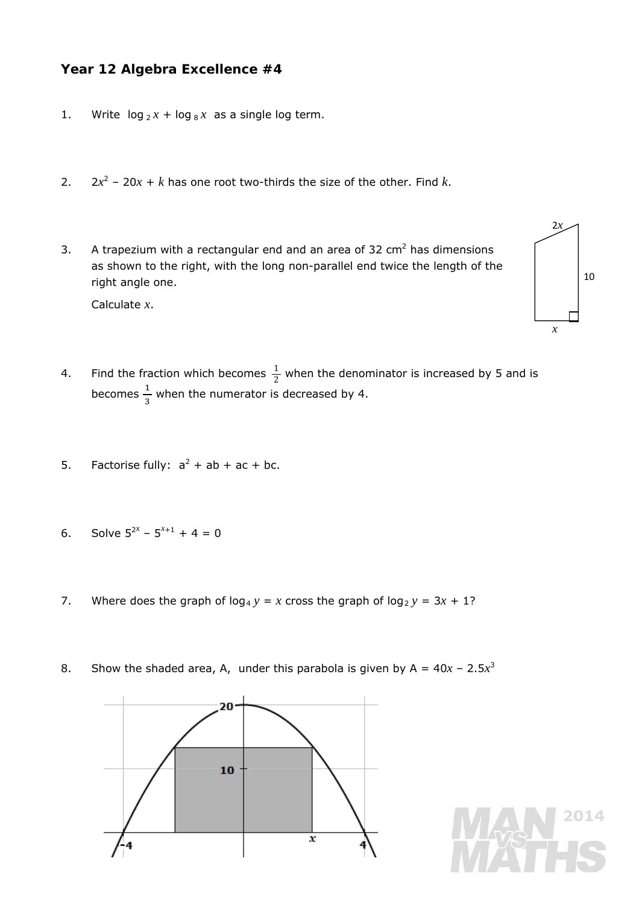### Year 12 Algebra Excellence #4

1. Write $\log_2 x + \log_8 x$ as a single log term.

2. $2x^2 - 20x + k$ has one root two-thirds the size of the other. Find $k$.

3. A trapezium with a rectangular end and an area of 32 cm$^2$ has dimensions as shown to the right, with the long non-parallel end twice the length of the right angle one.

   Calculate $x$.

   $2x$

   10

   $x$

4. Find the fraction which becomes $\frac{1}{2}$ when the denominator is increased by 5 and is becomes $\frac{1}{3}$ when the numerator is decreased by 4.

5. Factorise fully: $a^2 + ab + ac + bc$.

6. Solve $5^{2x} - 5^{x+1} + 4 = 0$

7. Where does the graph of $\log_4 y = x$ cross the graph of $\log_2 y = 3x + 1$?

8. Show the shaded area, A, under this parabola is given by $A = 40x - 2.5x^3$

   20

   10

   -4 &nbsp;&nbsp; $x$ &nbsp;&nbsp; 4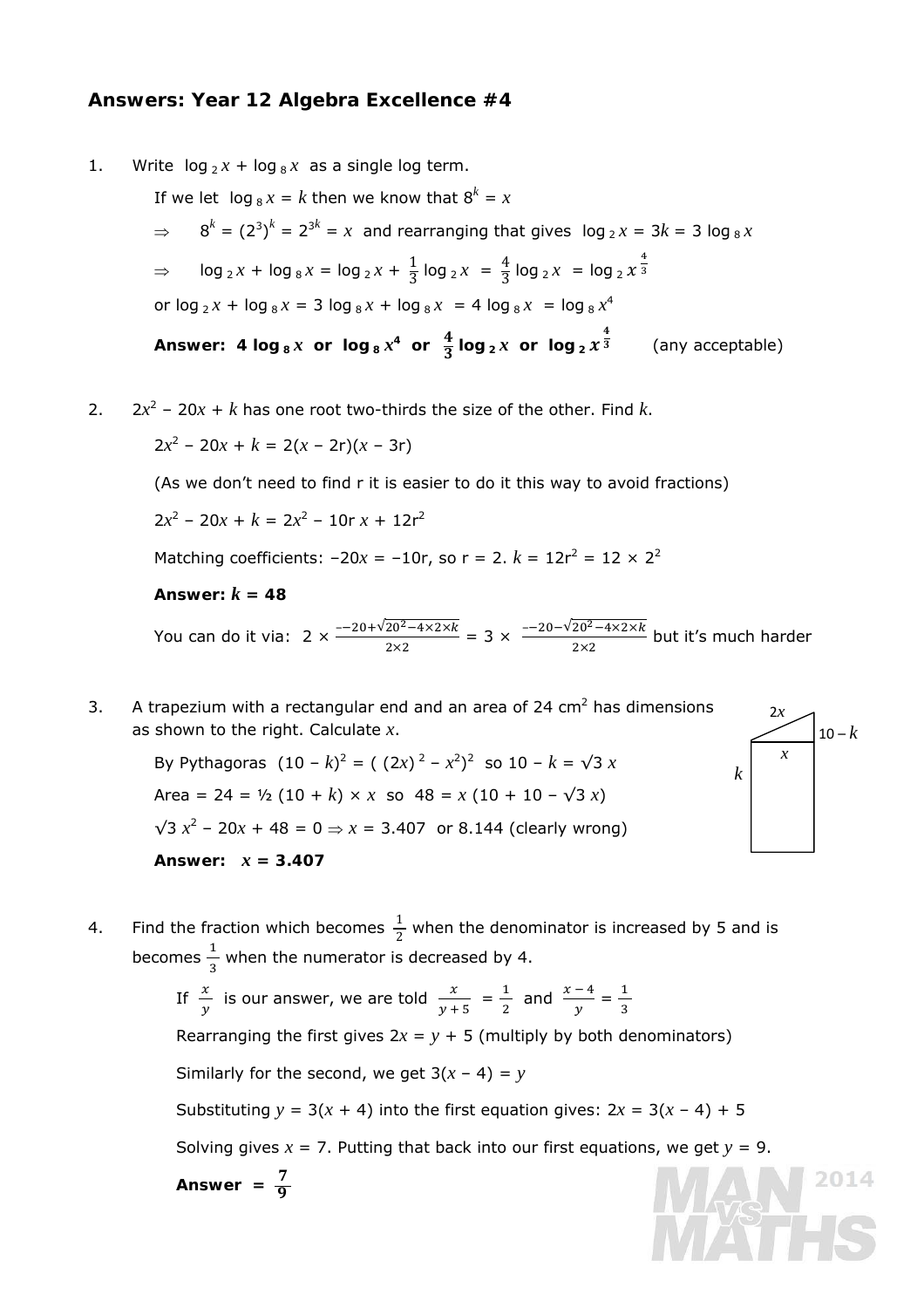## Answers: Year 12 Algebra Excellence #4

1. Write $\log_2 x + \log_8 x$ as a single log term.

   If we let $\log_8 x = k$ then we know that $8^k = x$

   $\Rightarrow \quad 8^k = (2^3)^k = 2^{3k} = x$ and rearranging that gives $\log_2 x = 3k = 3\log_8 x$

   $\Rightarrow \quad \log_2 x + \log_8 x = \log_2 x + \frac{1}{3}\log_2 x = \frac{4}{3}\log_2 x = \log_2 x^{\frac{4}{3}}$

   or $\log_2 x + \log_8 x = 3\log_8 x + \log_8 x = 4\log_8 x = \log_8 x^4$

   **Answer: $4\log_8 x$ or $\log_8 x^4$ or $\frac{4}{3}\log_2 x$ or $\log_2 x^{\frac{4}{3}}$** (any acceptable)

2. $2x^2 - 20x + k$ has one root two-thirds the size of the other. Find $k$.

   $2x^2 - 20x + k = 2(x - 2r)(x - 3r)$

   (As we don't need to find r it is easier to do it this way to avoid fractions)

   $2x^2 - 20x + k = 2x^2 - 10r\,x + 12r^2$

   Matching coefficients: $-20x = -10r$, so $r = 2$. $k = 12r^2 = 12 \times 2^2$

   **Answer: $k = 48$**

   You can do it via: $2 \times \frac{--20+\sqrt{20^2-4\times2\times k}}{2\times2} = 3 \times \frac{--20-\sqrt{20^2-4\times2\times k}}{2\times2}$ but it's much harder

3. A trapezium with a rectangular end and an area of 24 cm$^2$ has dimensions as shown to the right. Calculate $x$.

   By Pythagoras $(10 - k)^2 = ((2x)^2 - x^2)^2$ so $10 - k = \sqrt{3}\,x$

   Area = 24 = ½ $(10 + k) \times x$ so $48 = x(10 + 10 - \sqrt{3}\,x)$

   $\sqrt{3}\,x^2 - 20x + 48 = 0 \Rightarrow x = 3.407$ or 8.144 (clearly wrong)

   **Answer: $x = 3.407$**

4. Find the fraction which becomes $\frac{1}{2}$ when the denominator is increased by 5 and is becomes $\frac{1}{3}$ when the numerator is decreased by 4.

   If $\frac{x}{y}$ is our answer, we are told $\frac{x}{y+5} = \frac{1}{2}$ and $\frac{x-4}{y} = \frac{1}{3}$

   Rearranging the first gives $2x = y + 5$ (multiply by both denominators)

   Similarly for the second, we get $3(x - 4) = y$

   Substituting $y = 3(x + 4)$ into the first equation gives: $2x = 3(x - 4) + 5$

   Solving gives $x = 7$. Putting that back into our first equations, we get $y = 9$.

   **Answer = $\frac{7}{9}$**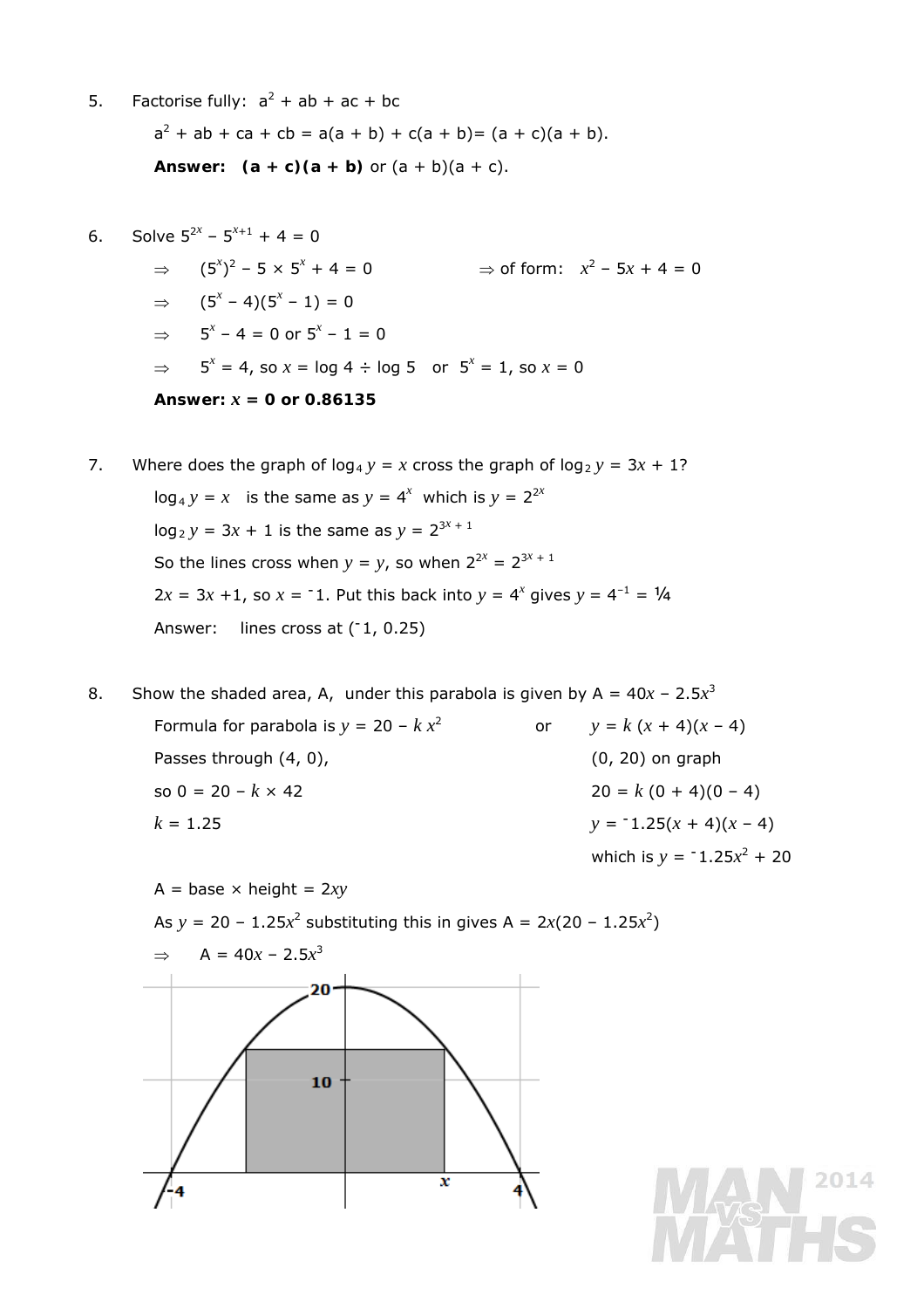5. Factorise fully: $a^2 + ab + ac + bc$

   $a^2 + ab + ca + cb = a(a + b) + c(a + b) = (a + c)(a + b)$.

   **Answer: $(a + c)(a + b)$** or $(a + b)(a + c)$.

6. Solve $5^{2x} - 5^{x+1} + 4 = 0$

   $\Rightarrow \quad (5^x)^2 - 5 \times 5^x + 4 = 0 \qquad \Rightarrow$ of form: $x^2 - 5x + 4 = 0$

   $\Rightarrow \quad (5^x - 4)(5^x - 1) = 0$

   $\Rightarrow \quad 5^x - 4 = 0$ or $5^x - 1 = 0$

   $\Rightarrow \quad 5^x = 4$, so $x = \log 4 \div \log 5$ or $5^x = 1$, so $x = 0$

   **Answer: $x = 0$ or $0.86135$**

7. Where does the graph of $\log_4 y = x$ cross the graph of $\log_2 y = 3x + 1$?

   $\log_4 y = x$ is the same as $y = 4^x$ which is $y = 2^{2x}$

   $\log_2 y = 3x + 1$ is the same as $y = 2^{3x+1}$

   So the lines cross when $y = y$, so when $2^{2x} = 2^{3x+1}$

   $2x = 3x + 1$, so $x = {}^-1$. Put this back into $y = 4^x$ gives $y = 4^{-1} = ¼$

   Answer: lines cross at $({}^-1, 0.25)$

8. Show the shaded area, A, under this parabola is given by $A = 40x - 2.5x^3$

   Formula for parabola is $y = 20 - k\,x^2$ or $y = k\,(x + 4)(x - 4)$

   Passes through (4, 0), | (0, 20) on graph

   so $0 = 20 - k \times 42$ | $20 = k\,(0 + 4)(0 - 4)$

   $k = 1.25$ | $y = {}^-1.25(x + 4)(x - 4)$

   which is $y = {}^-1.25x^2 + 20$

   A = base × height = $2xy$

   As $y = 20 - 1.25x^2$ substituting this in gives $A = 2x(20 - 1.25x^2)$

   $\Rightarrow \quad A = 40x - 2.5x^3$

20

10

-4

x

4